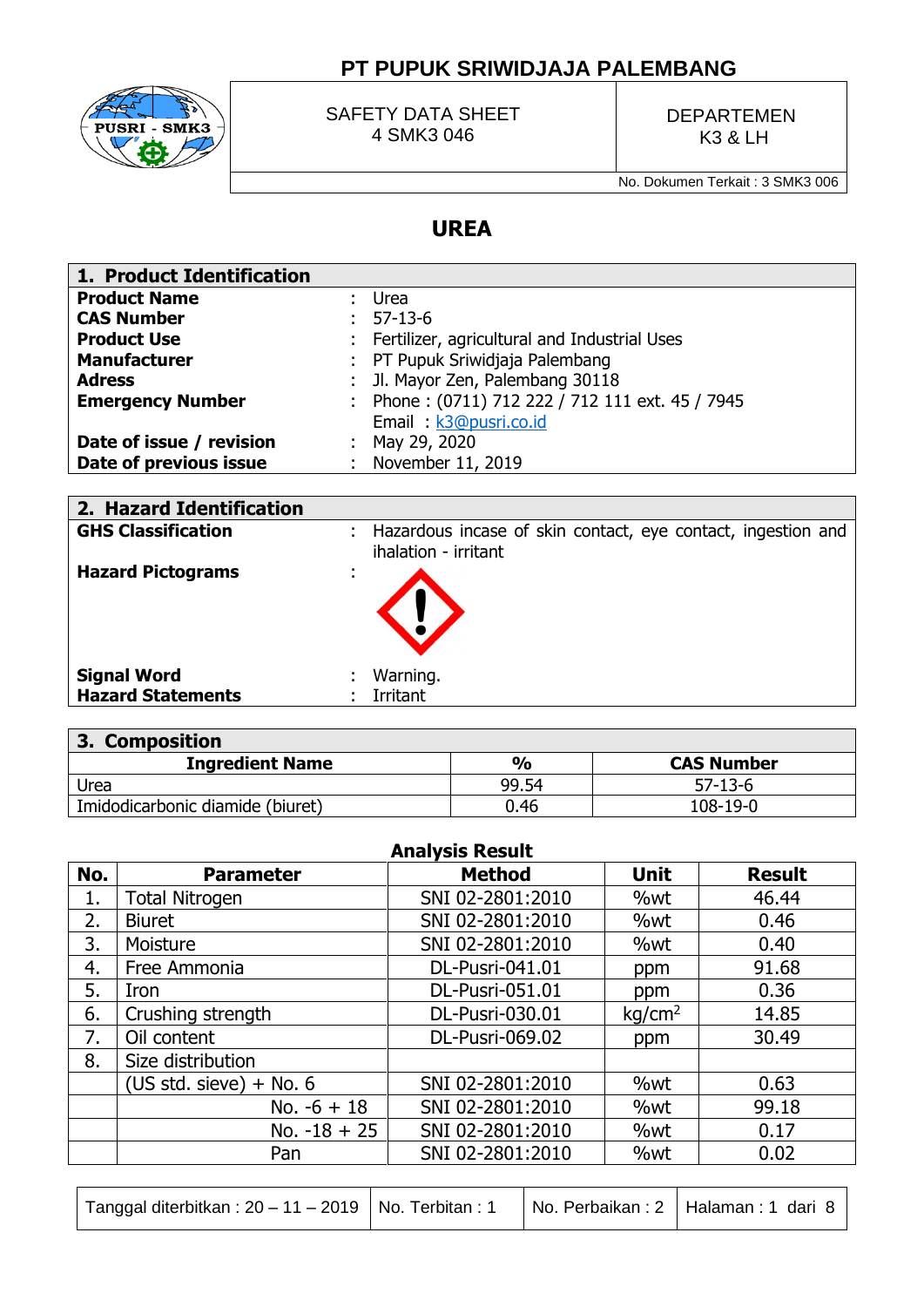PT PUPUK SRIWIDJAJA PALEMBANG

| SAFETY DATA SHEET 4 SMK3 046 | DEPARTEMEN K3 & LH |
|---|---|
| | No. Dokumen Terkait : 3 SMK3 006 |

# UREA

## 1. Product Identification

| | | |
|---|---|---|
| **Product Name** | : | Urea |
| **CAS Number** | : | 57-13-6 |
| **Product Use** | : | Fertilizer, agricultural and Industrial Uses |
| **Manufacturer** | : | PT Pupuk Sriwidjaja Palembang |
| **Adress** | : | Jl. Mayor Zen, Palembang 30118 |
| **Emergency Number** | : | Phone : (0711) 712 222 / 712 111 ext. 45 / 7945<br>Email : k3@pusri.co.id |
| **Date of issue / revision** | : | May 29, 2020 |
| **Date of previous issue** | : | November 11, 2019 |

## 2. Hazard Identification

| | | |
|---|---|---|
| **GHS Classification** | : | Hazardous incase of skin contact, eye contact, ingestion and ihalation - irritant |
| **Hazard Pictograms** | : | (!) |
| **Signal Word** | : | Warning. |
| **Hazard Statements** | : | Irritant |

## 3. Composition

| Ingredient Name | % | CAS Number |
|---|---|---|
| Urea | 99.54 | 57-13-6 |
| Imidodicarbonic diamide (biuret) | 0.46 | 108-19-0 |

**Analysis Result**

| No. | Parameter | Method | Unit | Result |
|---|---|---|---|---|
| 1. | Total Nitrogen | SNI 02-2801:2010 | %wt | 46.44 |
| 2. | Biuret | SNI 02-2801:2010 | %wt | 0.46 |
| 3. | Moisture | SNI 02-2801:2010 | %wt | 0.40 |
| 4. | Free Ammonia | DL-Pusri-041.01 | ppm | 91.68 |
| 5. | Iron | DL-Pusri-051.01 | ppm | 0.36 |
| 6. | Crushing strength | DL-Pusri-030.01 | $kg/cm^2$ | 14.85 |
| 7. | Oil content | DL-Pusri-069.02 | ppm | 30.49 |
| 8. | Size distribution | | | |
| | (US std. sieve) + No. 6 | SNI 02-2801:2010 | %wt | 0.63 |
| | No. -6 + 18 | SNI 02-2801:2010 | %wt | 99.18 |
| | No. -18 + 25 | SNI 02-2801:2010 | %wt | 0.17 |
| | Pan | SNI 02-2801:2010 | %wt | 0.02 |

| Tanggal diterbitkan : 20 – 11 – 2019 | No. Terbitan : 1 | No. Perbaikan : 2 | Halaman : 1 dari 8 |
|---|---|---|---|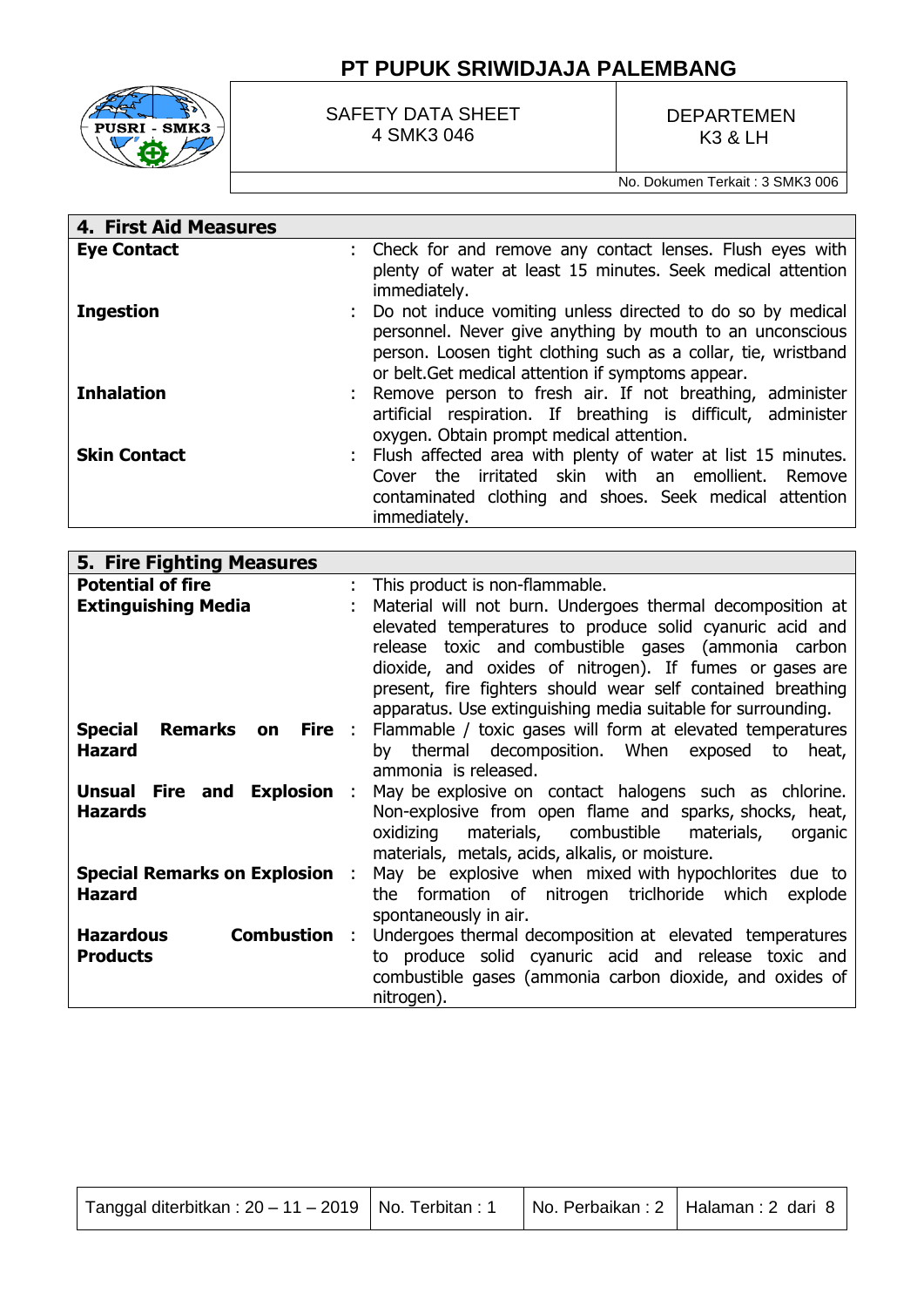## 4. First Aid Measures

| | |
|---|---|
| **Eye Contact** | Check for and remove any contact lenses. Flush eyes with plenty of water at least 15 minutes. Seek medical attention immediately. |
| **Ingestion** | Do not induce vomiting unless directed to do so by medical personnel. Never give anything by mouth to an unconscious person. Loosen tight clothing such as a collar, tie, wristband or belt.Get medical attention if symptoms appear. |
| **Inhalation** | Remove person to fresh air. If not breathing, administer artificial respiration. If breathing is difficult, administer oxygen. Obtain prompt medical attention. |
| **Skin Contact** | Flush affected area with plenty of water at list 15 minutes. Cover the irritated skin with an emollient. Remove contaminated clothing and shoes. Seek medical attention immediately. |

## 5. Fire Fighting Measures

| | |
|---|---|
| **Potential of fire** | This product is non-flammable. |
| **Extinguishing Media** | Material will not burn. Undergoes thermal decomposition at elevated temperatures to produce solid cyanuric acid and release toxic and combustible gases (ammonia carbon dioxide, and oxides of nitrogen). If fumes or gases are present, fire fighters should wear self contained breathing apparatus. Use extinguishing media suitable for surrounding. |
| **Special Remarks on Fire Hazard** | Flammable / toxic gases will form at elevated temperatures by thermal decomposition. When exposed to heat, ammonia is released. |
| **Unsual Fire and Explosion Hazards** | May be explosive on contact halogens such as chlorine. Non-explosive from open flame and sparks, shocks, heat, oxidizing materials, combustible materials, organic materials, metals, acids, alkalis, or moisture. |
| **Special Remarks on Explosion Hazard** | May be explosive when mixed with hypochlorites due to the formation of nitrogen triclhoride which explode spontaneously in air. |
| **Hazardous Combustion Products** | Undergoes thermal decomposition at elevated temperatures to produce solid cyanuric acid and release toxic and combustible gases (ammonia carbon dioxide, and oxides of nitrogen). |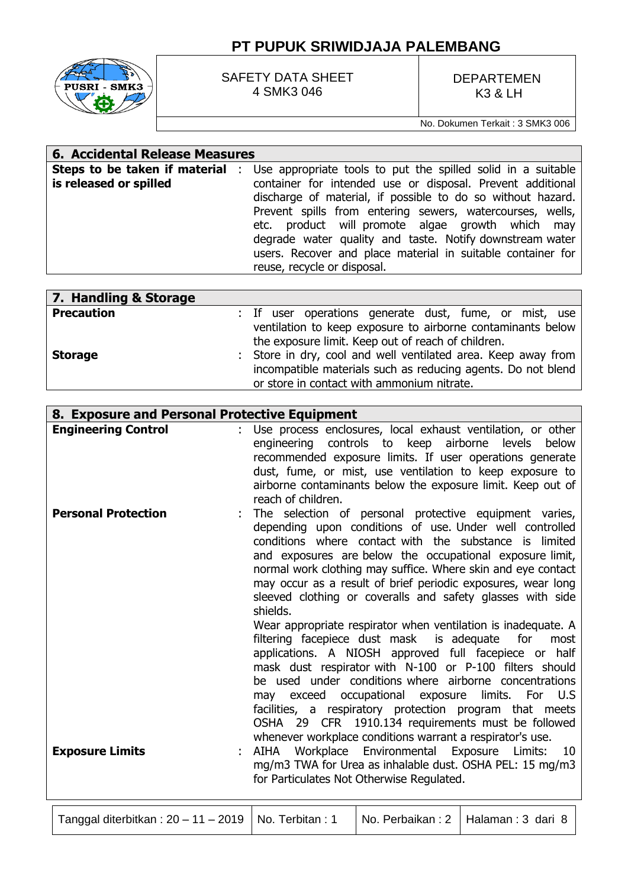## 6. Accidental Release Measures

| | |
|---|---|
| **Steps to be taken if material is released or spilled** | Use appropriate tools to put the spilled solid in a suitable container for intended use or disposal. Prevent additional discharge of material, if possible to do so without hazard. Prevent spills from entering sewers, watercourses, wells, etc. product will promote algae growth which may degrade water quality and taste. Notify downstream water users. Recover and place material in suitable container for reuse, recycle or disposal. |

## 7. Handling & Storage

| | |
|---|---|
| **Precaution** | If user operations generate dust, fume, or mist, use ventilation to keep exposure to airborne contaminants below the exposure limit. Keep out of reach of children. |
| **Storage** | Store in dry, cool and well ventilated area. Keep away from incompatible materials such as reducing agents. Do not blend or store in contact with ammonium nitrate. |

## 8. Exposure and Personal Protective Equipment

| | |
|---|---|
| **Engineering Control** | Use process enclosures, local exhaust ventilation, or other engineering controls to keep airborne levels below recommended exposure limits. If user operations generate dust, fume, or mist, use ventilation to keep exposure to airborne contaminants below the exposure limit. Keep out of reach of children. |
| **Personal Protection** | The selection of personal protective equipment varies, depending upon conditions of use. Under well controlled conditions where contact with the substance is limited and exposures are below the occupational exposure limit, normal work clothing may suffice. Where skin and eye contact may occur as a result of brief periodic exposures, wear long sleeved clothing or coveralls and safety glasses with side shields.<br>Wear appropriate respirator when ventilation is inadequate. A filtering facepiece dust mask is adequate for most applications. A NIOSH approved full facepiece or half mask dust respirator with N-100 or P-100 filters should be used under conditions where airborne concentrations may exceed occupational exposure limits. For U.S facilities, a respiratory protection program that meets OSHA 29 CFR 1910.134 requirements must be followed whenever workplace conditions warrant a respirator's use. |
| **Exposure Limits** | AIHA Workplace Environmental Exposure Limits: 10 mg/m3 TWA for Urea as inhalable dust. OSHA PEL: 15 mg/m3 for Particulates Not Otherwise Regulated. |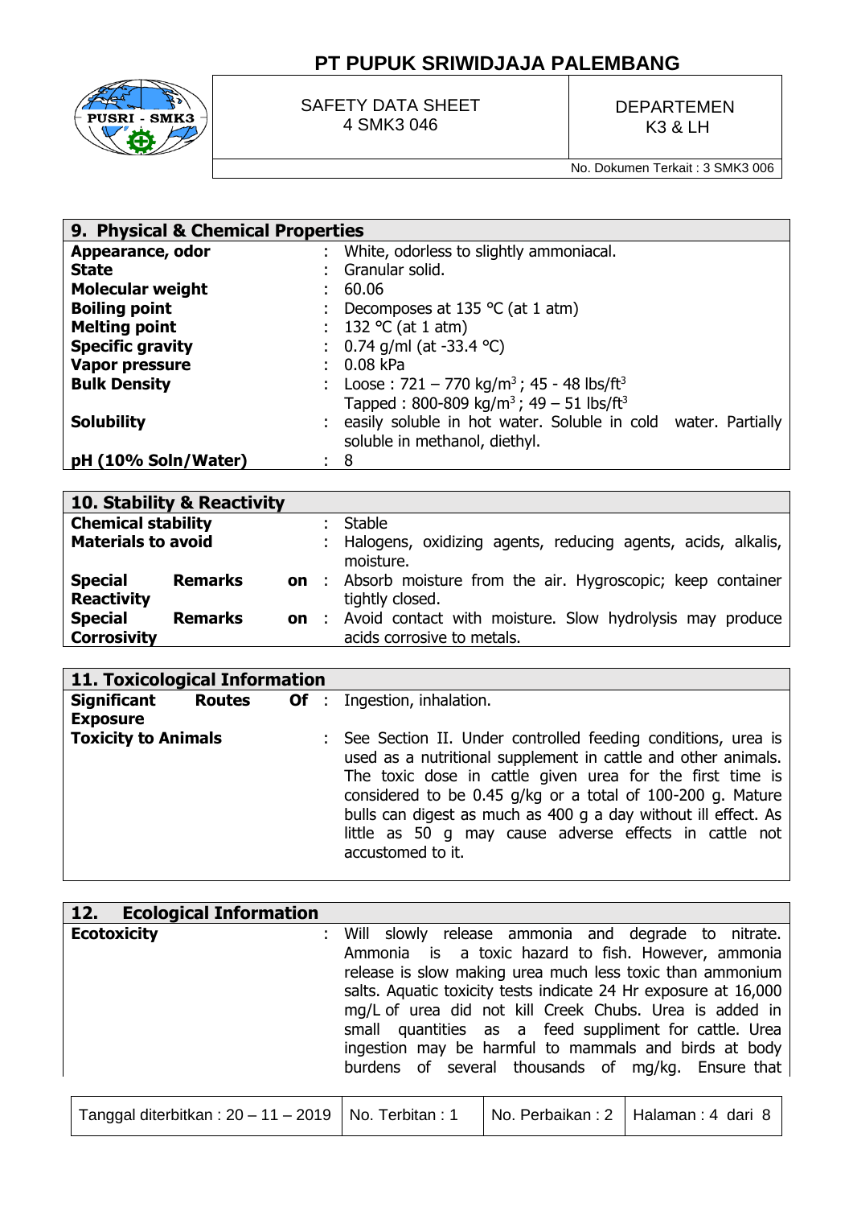## 9. Physical & Chemical Properties

| | | |
|---|---|---|
| **Appearance, odor** | : | White, odorless to slightly ammoniacal. |
| **State** | : | Granular solid. |
| **Molecular weight** | : | 60.06 |
| **Boiling point** | : | Decomposes at 135 °C (at 1 atm) |
| **Melting point** | : | 132 °C (at 1 atm) |
| **Specific gravity** | : | 0.74 g/ml (at -33.4 °C) |
| **Vapor pressure** | : | 0.08 kPa |
| **Bulk Density** | : | Loose : 721 – 770 kg/m$^3$ ; 45 - 48 lbs/ft$^3$ Tapped : 800-809 kg/m$^3$ ; 49 – 51 lbs/ft$^3$ |
| **Solubility** | : | easily soluble in hot water. Soluble in cold water. Partially soluble in methanol, diethyl. |
| **pH (10% Soln/Water)** | : | 8 |

## 10. Stability & Reactivity

| | | |
|---|---|---|
| **Chemical stability** | : | Stable |
| **Materials to avoid** | : | Halogens, oxidizing agents, reducing agents, acids, alkalis, moisture. |
| **Special Remarks on Reactivity** | : | Absorb moisture from the air. Hygroscopic; keep container tightly closed. |
| **Special Remarks on Corrosivity** | : | Avoid contact with moisture. Slow hydrolysis may produce acids corrosive to metals. |

## 11. Toxicological Information

| | | |
|---|---|---|
| **Significant Routes Of Exposure** | : | Ingestion, inhalation. |
| **Toxicity to Animals** | : | See Section II. Under controlled feeding conditions, urea is used as a nutritional supplement in cattle and other animals. The toxic dose in cattle given urea for the first time is considered to be 0.45 g/kg or a total of 100-200 g. Mature bulls can digest as much as 400 g a day without ill effect. As little as 50 g may cause adverse effects in cattle not accustomed to it. |

## 12. Ecological Information

| | | |
|---|---|---|
| **Ecotoxicity** | : | Will slowly release ammonia and degrade to nitrate. Ammonia is a toxic hazard to fish. However, ammonia release is slow making urea much less toxic than ammonium salts. Aquatic toxicity tests indicate 24 Hr exposure at 16,000 mg/L of urea did not kill Creek Chubs. Urea is added in small quantities as a feed suppliment for cattle. Urea ingestion may be harmful to mammals and birds at body burdens of several thousands of mg/kg. Ensure that |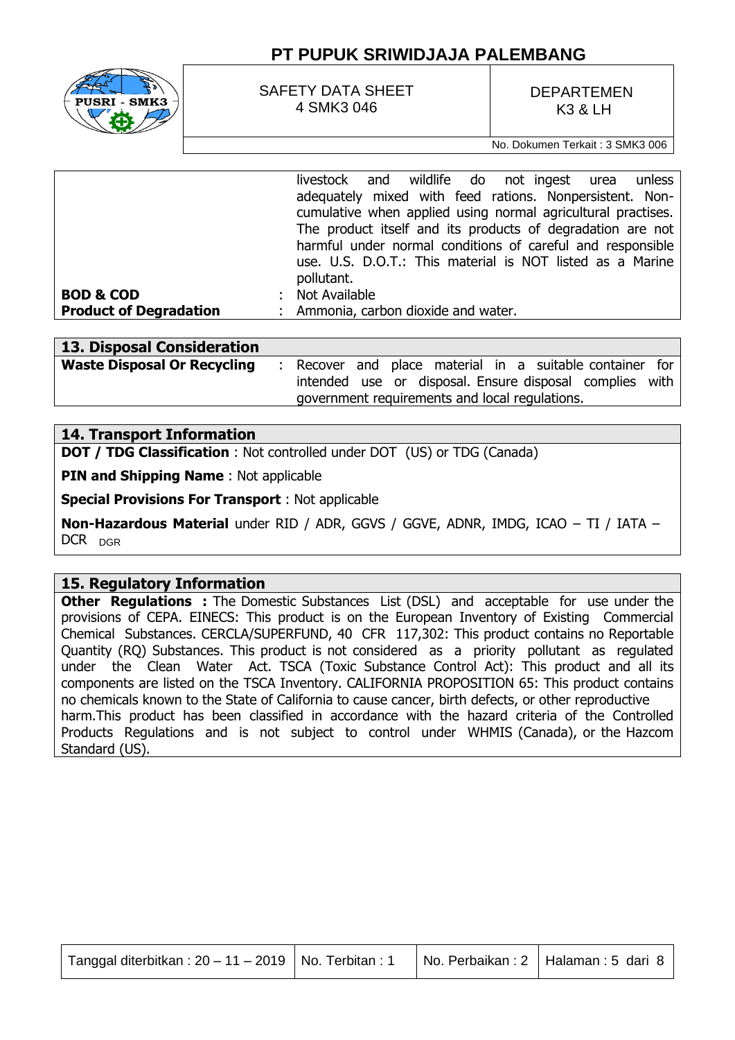| | | |
|---|---|---|
| | | livestock and wildlife do not ingest urea unless adequately mixed with feed rations. Nonpersistent. Non-cumulative when applied using normal agricultural practises. The product itself and its products of degradation are not harmful under normal conditions of careful and responsible use. U.S. D.O.T.: This material is NOT listed as a Marine pollutant. |
| **BOD & COD** | : | Not Available |
| **Product of Degradation** | : | Ammonia, carbon dioxide and water. |

## 13. Disposal Consideration

| | | |
|---|---|---|
| **Waste Disposal Or Recycling** | : | Recover and place material in a suitable container for intended use or disposal. Ensure disposal complies with government requirements and local regulations. |

## 14. Transport Information

**DOT / TDG Classification** : Not controlled under DOT (US) or TDG (Canada)

**PIN and Shipping Name** : Not applicable

**Special Provisions For Transport** : Not applicable

**Non-Hazardous Material** under RID / ADR, GGVS / GGVE, ADNR, IMDG, ICAO – TI / IATA – DCR DGR

## 15. Regulatory Information

**Other Regulations :** The Domestic Substances List (DSL) and acceptable for use under the provisions of CEPA. EINECS: This product is on the European Inventory of Existing Commercial Chemical Substances. CERCLA/SUPERFUND, 40 CFR 117,302: This product contains no Reportable Quantity (RQ) Substances. This product is not considered as a priority pollutant as regulated under the Clean Water Act. TSCA (Toxic Substance Control Act): This product and all its components are listed on the TSCA Inventory. CALIFORNIA PROPOSITION 65: This product contains no chemicals known to the State of California to cause cancer, birth defects, or other reproductive harm.This product has been classified in accordance with the hazard criteria of the Controlled Products Regulations and is not subject to control under WHMIS (Canada), or the Hazcom Standard (US).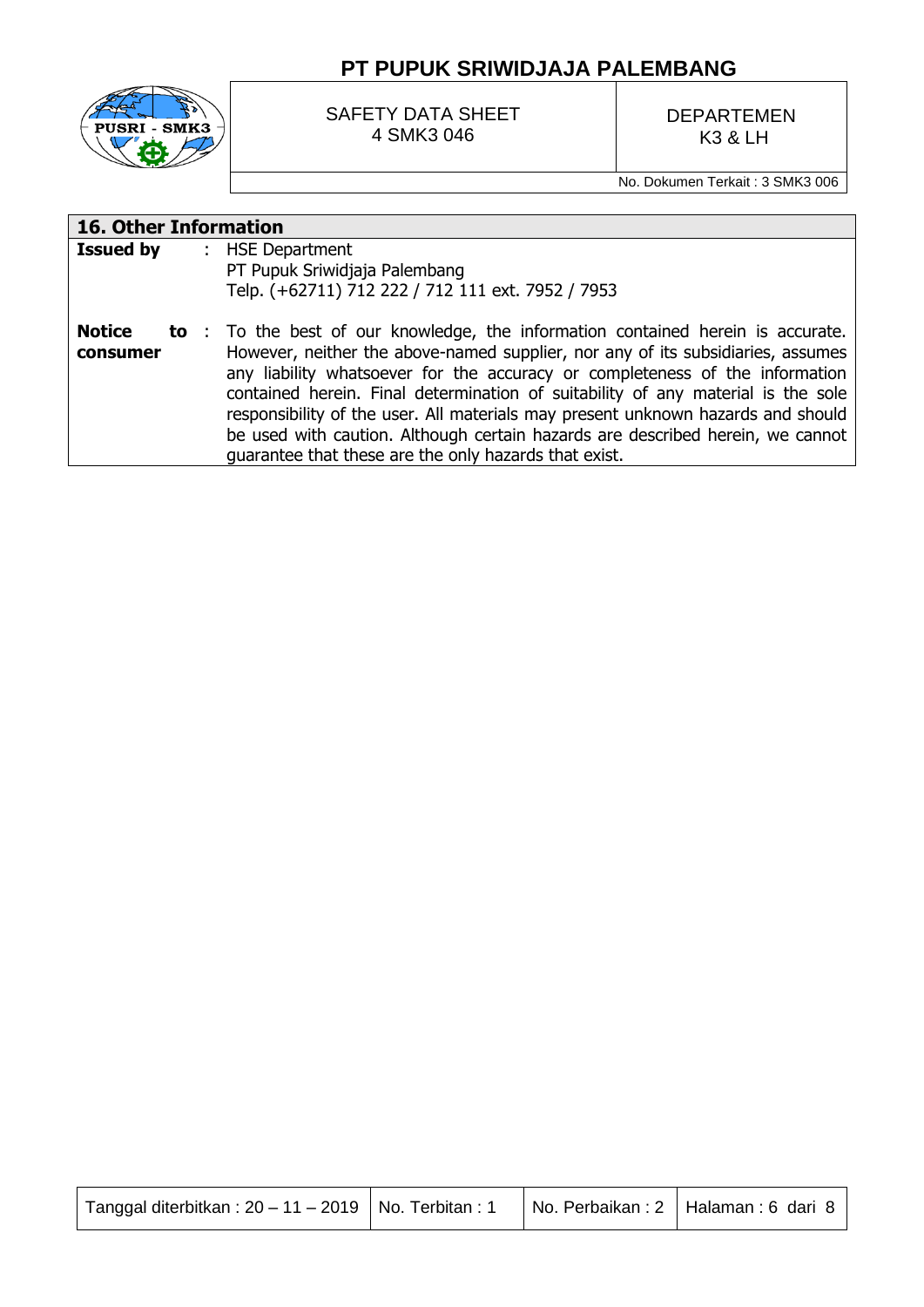## 16. Other Information

| | | |
|---|---|---|
| **Issued by** | : | HSE Department<br>PT Pupuk Sriwidjaja Palembang<br>Telp. (+62711) 712 222 / 712 111 ext. 7952 / 7953 |
| **Notice to consumer** | : | To the best of our knowledge, the information contained herein is accurate. However, neither the above-named supplier, nor any of its subsidiaries, assumes any liability whatsoever for the accuracy or completeness of the information contained herein. Final determination of suitability of any material is the sole responsibility of the user. All materials may present unknown hazards and should be used with caution. Although certain hazards are described herein, we cannot guarantee that these are the only hazards that exist. |